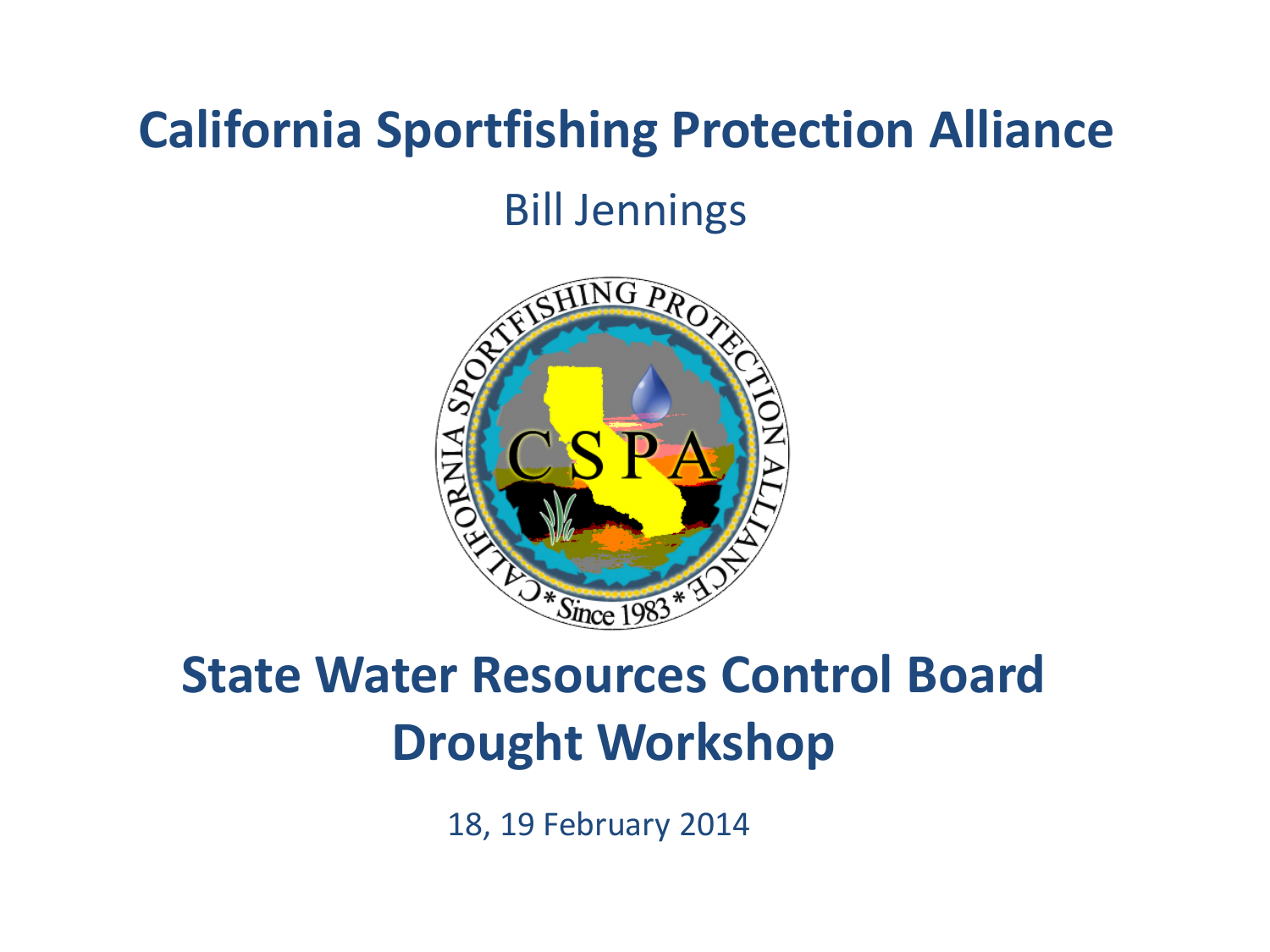# California Sportfishing Protection Alliance

Bill Jennings

## State Water Resources Control Board Drought Workshop

18, 19 February 2014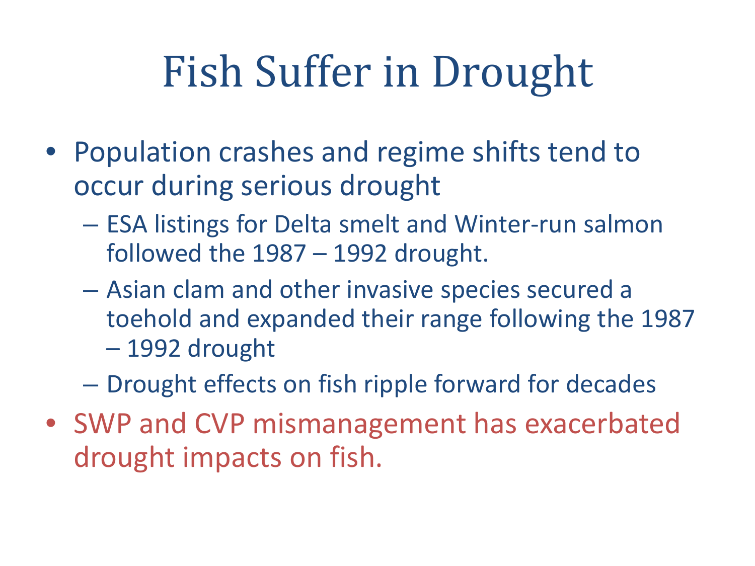# Fish Suffer in Drought

- Population crashes and regime shifts tend to occur during serious drought
  - ESA listings for Delta smelt and Winter-run salmon followed the 1987 – 1992 drought.
  - Asian clam and other invasive species secured a toehold and expanded their range following the 1987 – 1992 drought
  - Drought effects on fish ripple forward for decades
- SWP and CVP mismanagement has exacerbated drought impacts on fish.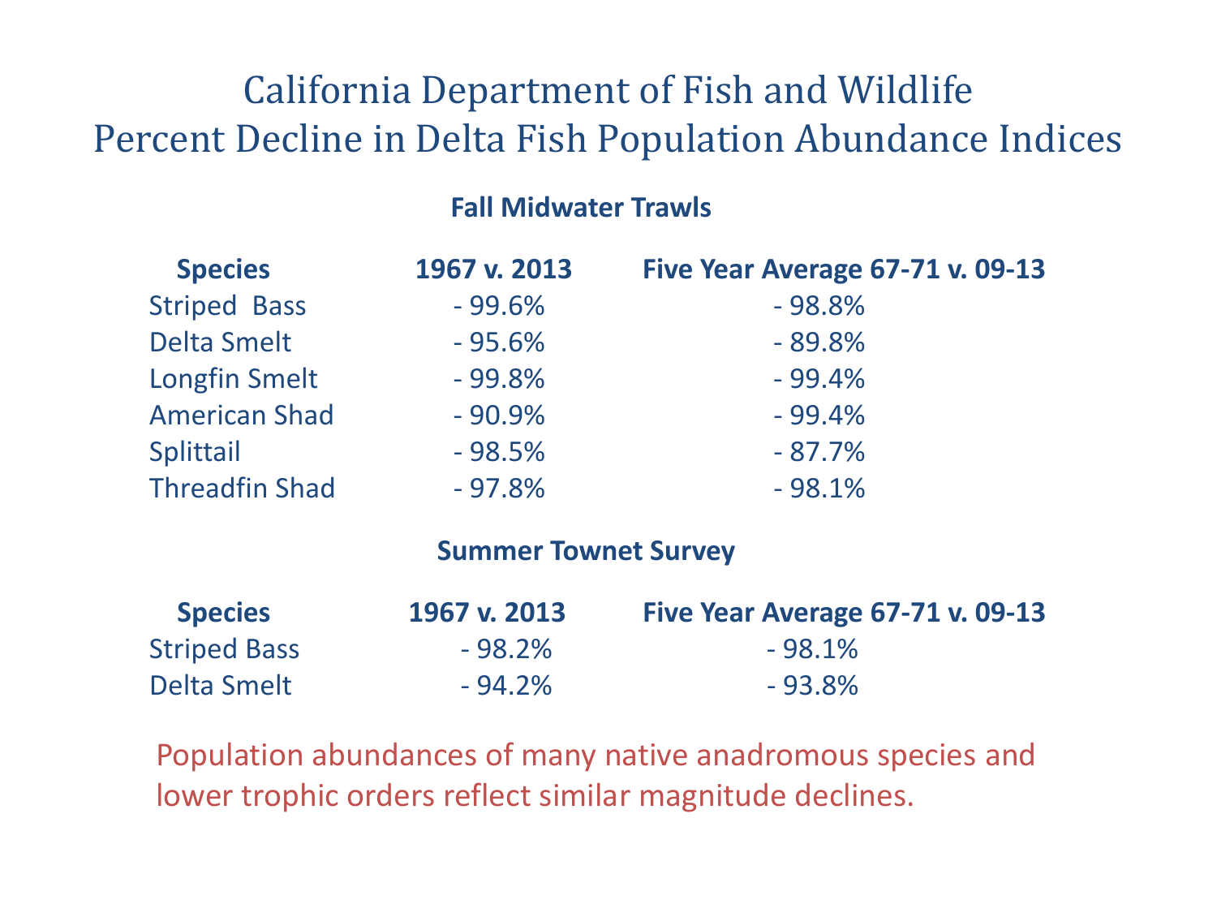# California Department of Fish and Wildlife
# Percent Decline in Delta Fish Population Abundance Indices

### Fall Midwater Trawls

| Species | 1967 v. 2013 | Five Year Average 67-71 v. 09-13 |
|---|---|---|
| Striped Bass | - 99.6% | - 98.8% |
| Delta Smelt | - 95.6% | - 89.8% |
| Longfin Smelt | - 99.8% | - 99.4% |
| American Shad | - 90.9% | - 99.4% |
| Splittail | - 98.5% | - 87.7% |
| Threadfin Shad | - 97.8% | - 98.1% |

### Summer Townet Survey

| Species | 1967 v. 2013 | Five Year Average 67-71 v. 09-13 |
|---|---|---|
| Striped Bass | - 98.2% | - 98.1% |
| Delta Smelt | - 94.2% | - 93.8% |

Population abundances of many native anadromous species and lower trophic orders reflect similar magnitude declines.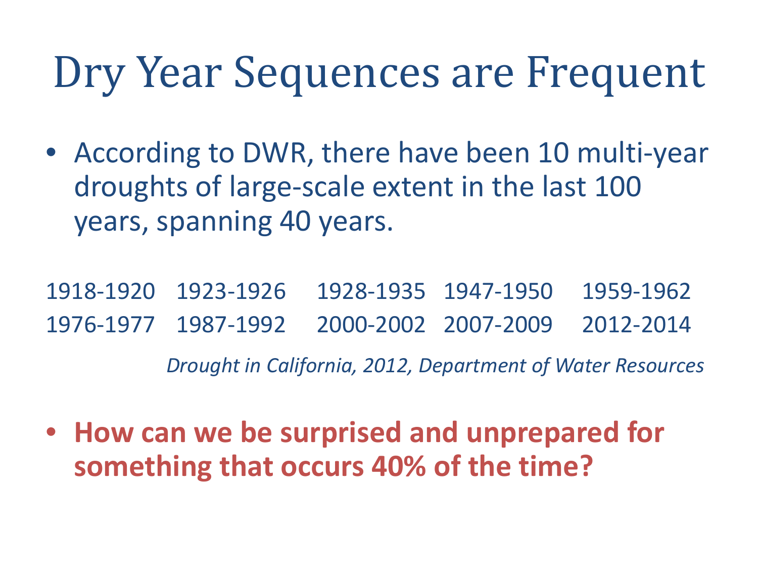# Dry Year Sequences are Frequent

- According to DWR, there have been 10 multi-year droughts of large-scale extent in the last 100 years, spanning 40 years.

| | | | | |
|---|---|---|---|---|
| 1918-1920 | 1923-1926 | 1928-1935 | 1947-1950 | 1959-1962 |
| 1976-1977 | 1987-1992 | 2000-2002 | 2007-2009 | 2012-2014 |

*Drought in California, 2012, Department of Water Resources*

- **How can we be surprised and unprepared for something that occurs 40% of the time?**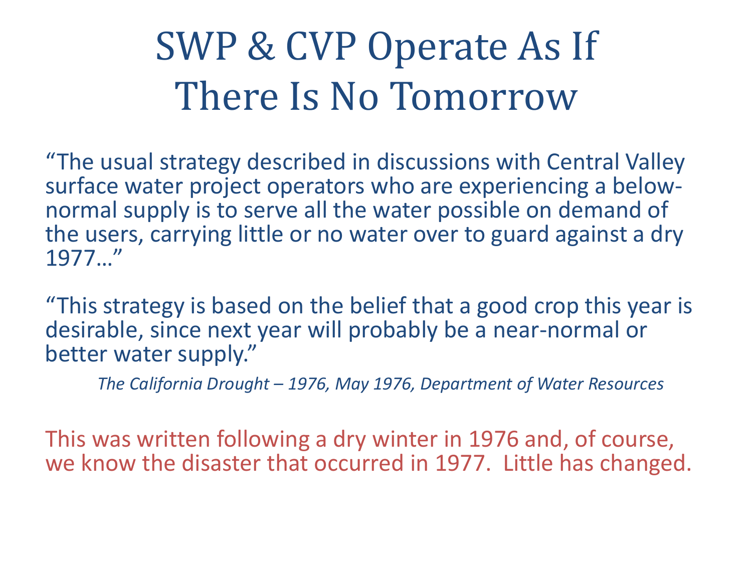# SWP & CVP Operate As If There Is No Tomorrow

"The usual strategy described in discussions with Central Valley surface water project operators who are experiencing a below-normal supply is to serve all the water possible on demand of the users, carrying little or no water over to guard against a dry 1977…"

"This strategy is based on the belief that a good crop this year is desirable, since next year will probably be a near-normal or better water supply."

*The California Drought – 1976, May 1976, Department of Water Resources*

This was written following a dry winter in 1976 and, of course, we know the disaster that occurred in 1977. Little has changed.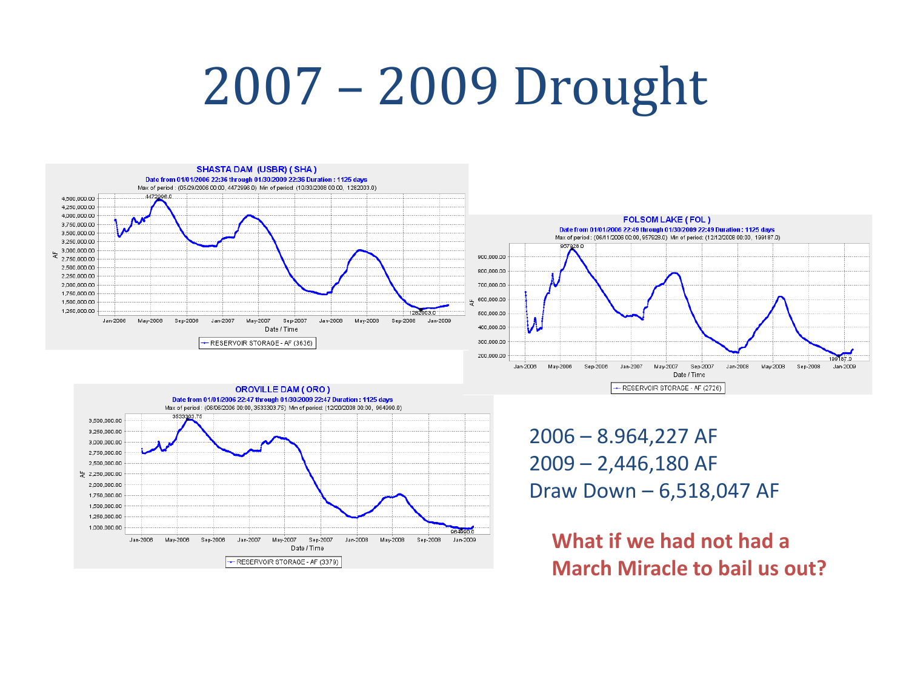# 2007 – 2009 Drought

**SHASTA DAM (USBR) (SHA)**

Date from 01/01/2006 22:36 through 01/30/2009 22:36 Duration : 1125 days

Max of period : (05/29/2006 00:00, 4472996.0) Min of period: (10/30/2008 00:00, 1282003.0)

RESERVOIR STORAGE - AF (3636)

**FOLSOM LAKE (FOL)**

Date from 01/01/2006 22:49 through 01/30/2009 22:49 Duration : 1125 days

Max of period : (06/11/2006 00:00, 957928.0) Min of period: (12/12/2008 00:00, 199187.0)

RESERVOIR STORAGE - AF (2726)

**OROVILLE DAM (ORO)**

Date from 01/01/2006 22:47 through 01/30/2009 22:47 Duration : 1125 days

Max of period : (06/06/2006 00:00, 3533303.75) Min of period: (12/20/2008 00:00, 964990.0)

RESERVOIR STORAGE - AF (3379)

2006 – 8.964,227 AF
2009 – 2,446,180 AF
Draw Down – 6,518,047 AF

**What if we had not had a March Miracle to bail us out?**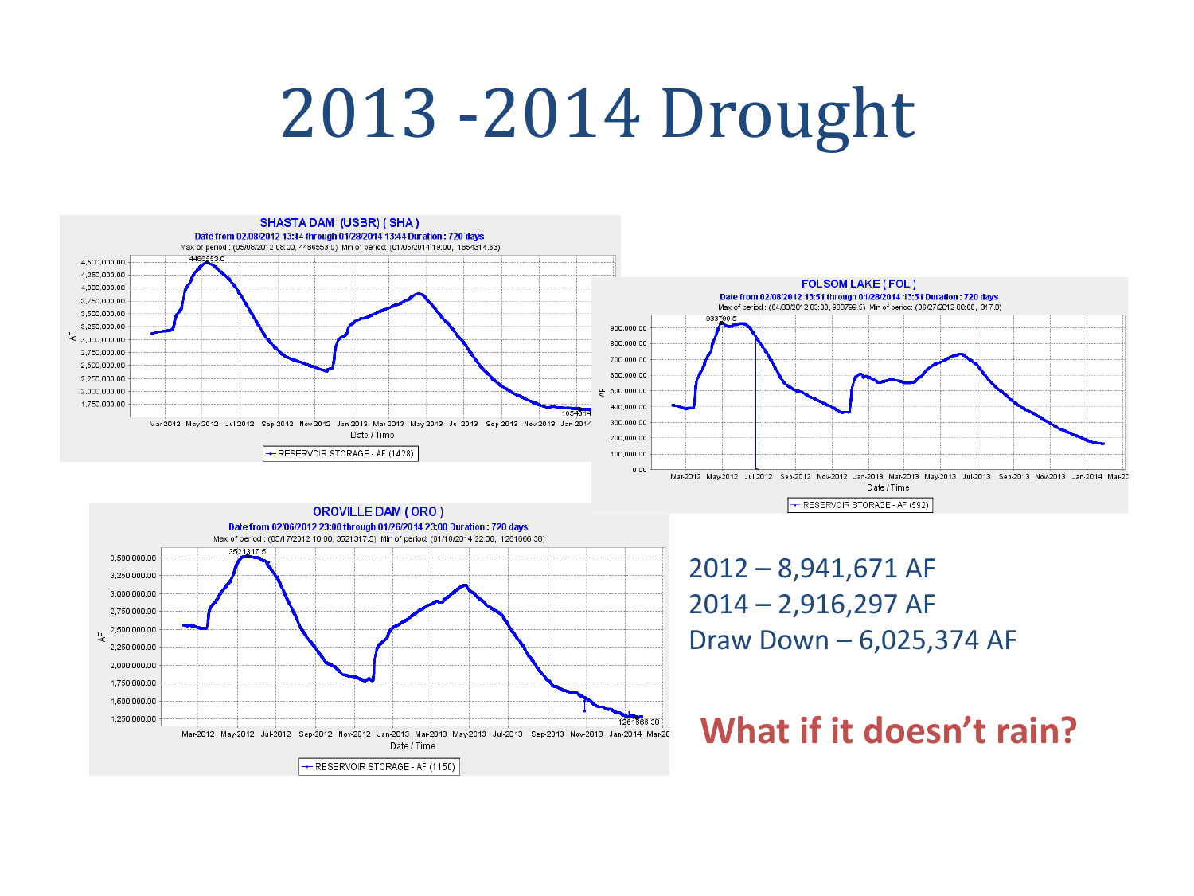# 2013 -2014 Drought

**SHASTA DAM (USBR) ( SHA )**

Date from 02/08/2012 13:44 through 01/28/2014 13:44 Duration : 720 days

Max of period : (05/06/2012 06:00, 4486553.0) Min of period: (01/05/2014 19:00, 1654314.63)

RESERVOIR STORAGE - AF (1428)

**FOLSOM LAKE ( FOL )**

Date from 02/08/2012 13:51 through 01/28/2014 13:51 Duration : 720 days

Max of period : (04/30/2012 03:00, 933799.5) Min of period: (06/27/2012 00:00, 317.0)

RESERVOIR STORAGE - AF (592)

**OROVILLE DAM ( ORO )**

Date from 02/06/2012 23:00 through 01/26/2014 23:00 Duration : 720 days

Max of period : (05/17/2012 10:00, 3521317.5) Min of period: (01/18/2014 22:00, 1261666.38)

RESERVOIR STORAGE - AF (1150)

2012 – 8,941,671 AF

2014 – 2,916,297 AF

Draw Down – 6,025,374 AF

**What if it doesn't rain?**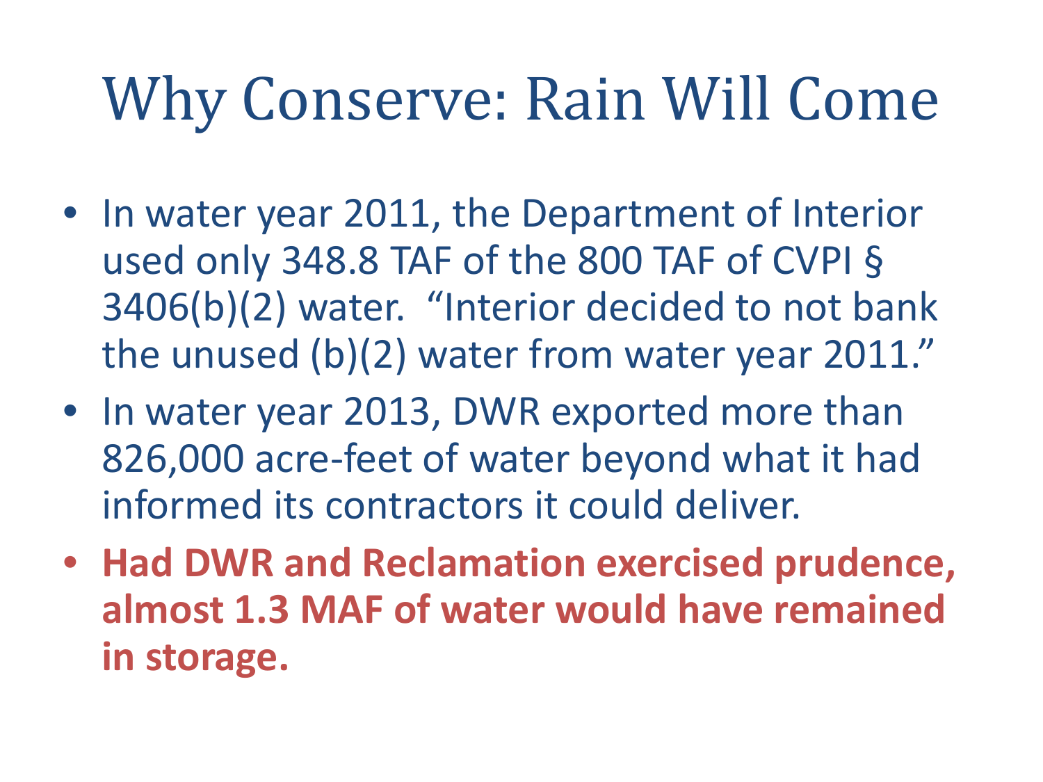# Why Conserve: Rain Will Come

- In water year 2011, the Department of Interior used only 348.8 TAF of the 800 TAF of CVPI § 3406(b)(2) water. "Interior decided to not bank the unused (b)(2) water from water year 2011."
- In water year 2013, DWR exported more than 826,000 acre-feet of water beyond what it had informed its contractors it could deliver.
- **Had DWR and Reclamation exercised prudence, almost 1.3 MAF of water would have remained in storage.**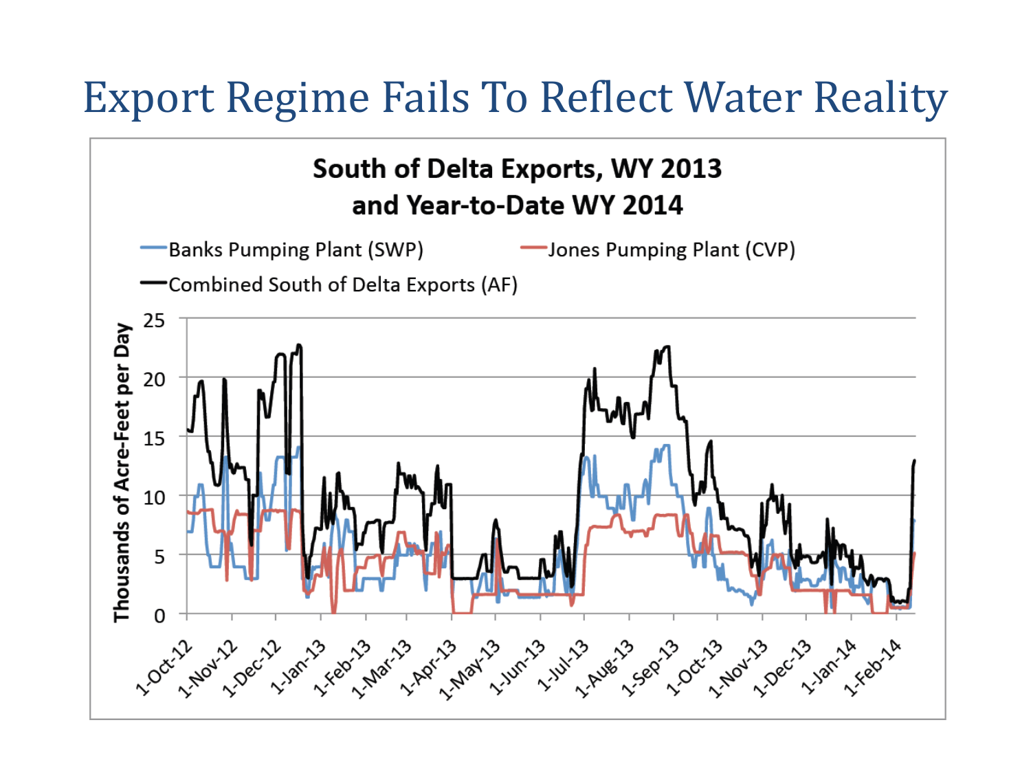# Export Regime Fails To Reflect Water Reality

**South of Delta Exports, WY 2013 and Year-to-Date WY 2014**

Banks Pumping Plant (SWP) — Jones Pumping Plant (CVP) — Combined South of Delta Exports (AF)

Thousands of Acre-Feet per Day

0, 5, 10, 15, 20, 25

1-Oct-12, 1-Nov-12, 1-Dec-12, 1-Jan-13, 1-Feb-13, 1-Mar-13, 1-Apr-13, 1-May-13, 1-Jun-13, 1-Jul-13, 1-Aug-13, 1-Sep-13, 1-Oct-13, 1-Nov-13, 1-Dec-13, 1-Jan-14, 1-Feb-14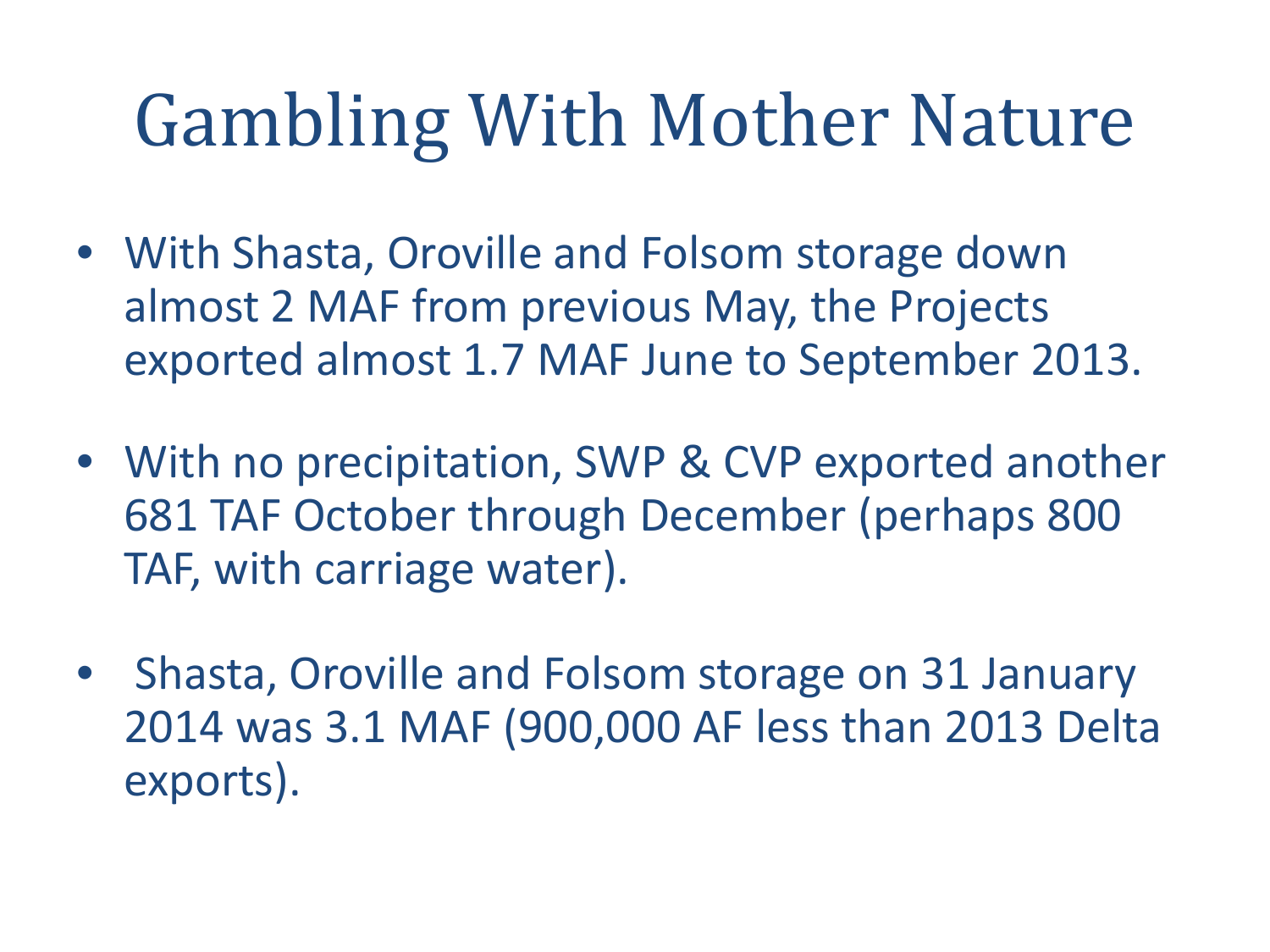# Gambling With Mother Nature

- With Shasta, Oroville and Folsom storage down almost 2 MAF from previous May, the Projects exported almost 1.7 MAF June to September 2013.
- With no precipitation, SWP & CVP exported another 681 TAF October through December (perhaps 800 TAF, with carriage water).
- Shasta, Oroville and Folsom storage on 31 January 2014 was 3.1 MAF (900,000 AF less than 2013 Delta exports).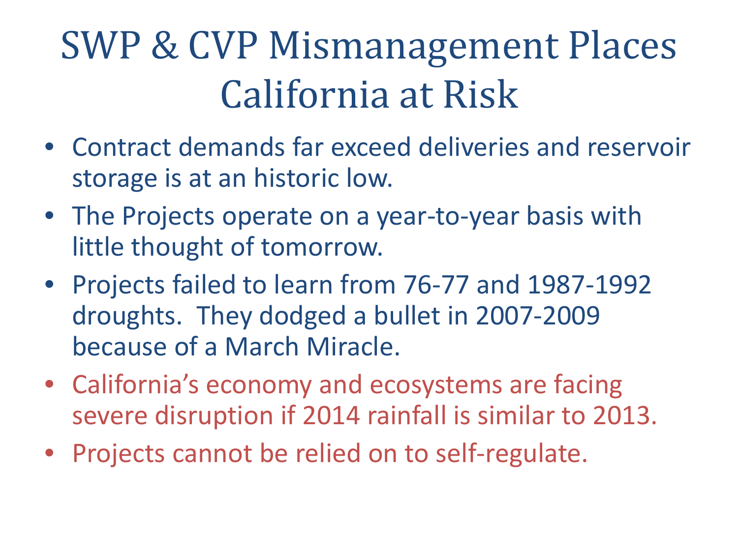# SWP & CVP Mismanagement Places California at Risk

- Contract demands far exceed deliveries and reservoir storage is at an historic low.
- The Projects operate on a year-to-year basis with little thought of tomorrow.
- Projects failed to learn from 76-77 and 1987-1992 droughts. They dodged a bullet in 2007-2009 because of a March Miracle.
- California's economy and ecosystems are facing severe disruption if 2014 rainfall is similar to 2013.
- Projects cannot be relied on to self-regulate.